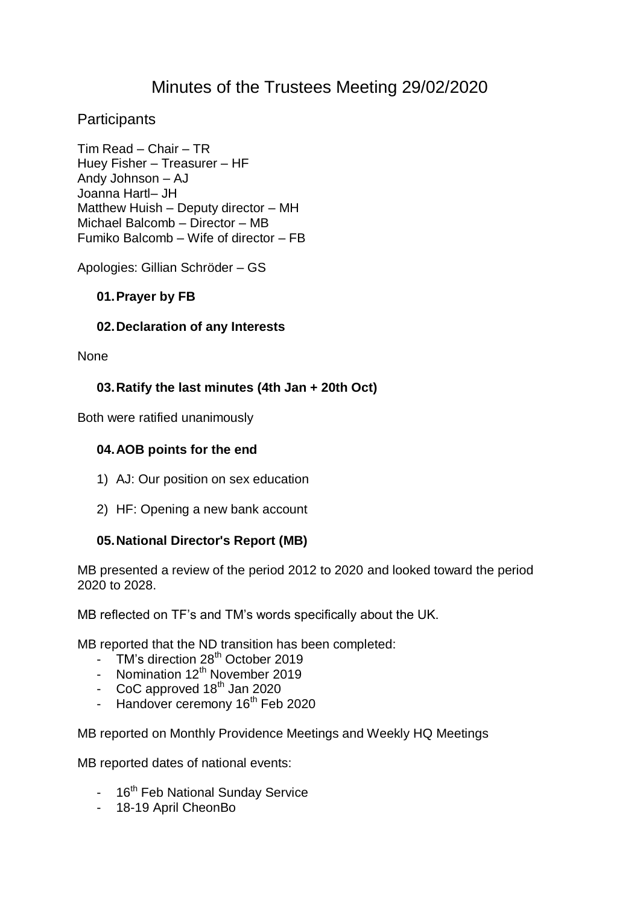# Minutes of the Trustees Meeting 29/02/2020

## Participants

Tim Read – Chair – TR  
Huey Fisher – Treasurer – HF  
Andy Johnson – AJ  
Joanna Hartl– JH  
Matthew Huish – Deputy director – MH  
Michael Balcomb – Director – MB  
Fumiko Balcomb – Wife of director – FB

Apologies: Gillian Schröder – GS

### 01. Prayer by FB

### 02. Declaration of any Interests

None

### 03. Ratify the last minutes (4th Jan + 20th Oct)

Both were ratified unanimously

### 04. AOB points for the end

1) AJ: Our position on sex education
2) HF: Opening a new bank account

### 05. National Director's Report (MB)

MB presented a review of the period 2012 to 2020 and looked toward the period 2020 to 2028.

MB reflected on TF's and TM's words specifically about the UK.

MB reported that the ND transition has been completed:

- TM's direction 28th October 2019
- Nomination 12th November 2019
- CoC approved 18th Jan 2020
- Handover ceremony 16th Feb 2020

MB reported on Monthly Providence Meetings and Weekly HQ Meetings

MB reported dates of national events:

- 16th Feb National Sunday Service
- 18-19 April CheonBo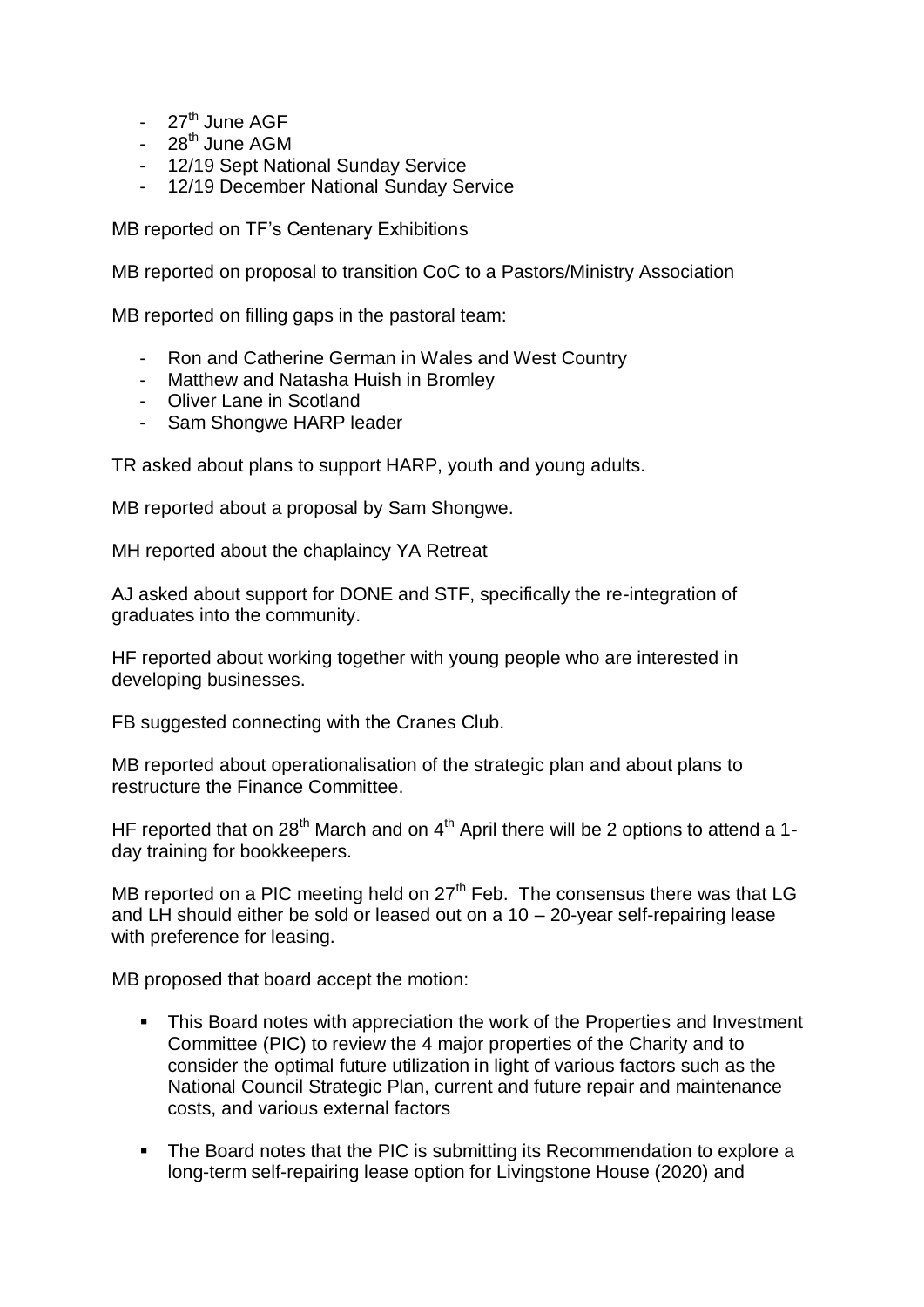- 27th June AGF
- 28th June AGM
- 12/19 Sept National Sunday Service
- 12/19 December National Sunday Service

MB reported on TF's Centenary Exhibitions

MB reported on proposal to transition CoC to a Pastors/Ministry Association

MB reported on filling gaps in the pastoral team:

- Ron and Catherine German in Wales and West Country
- Matthew and Natasha Huish in Bromley
- Oliver Lane in Scotland
- Sam Shongwe HARP leader

TR asked about plans to support HARP, youth and young adults.

MB reported about a proposal by Sam Shongwe.

MH reported about the chaplaincy YA Retreat

AJ asked about support for DONE and STF, specifically the re-integration of graduates into the community.

HF reported about working together with young people who are interested in developing businesses.

FB suggested connecting with the Cranes Club.

MB reported about operationalisation of the strategic plan and about plans to restructure the Finance Committee.

HF reported that on 28th March and on 4th April there will be 2 options to attend a 1-day training for bookkeepers.

MB reported on a PIC meeting held on 27th Feb. The consensus there was that LG and LH should either be sold or leased out on a 10 – 20-year self-repairing lease with preference for leasing.

MB proposed that board accept the motion:

- This Board notes with appreciation the work of the Properties and Investment Committee (PIC) to review the 4 major properties of the Charity and to consider the optimal future utilization in light of various factors such as the National Council Strategic Plan, current and future repair and maintenance costs, and various external factors

- The Board notes that the PIC is submitting its Recommendation to explore a long-term self-repairing lease option for Livingstone House (2020) and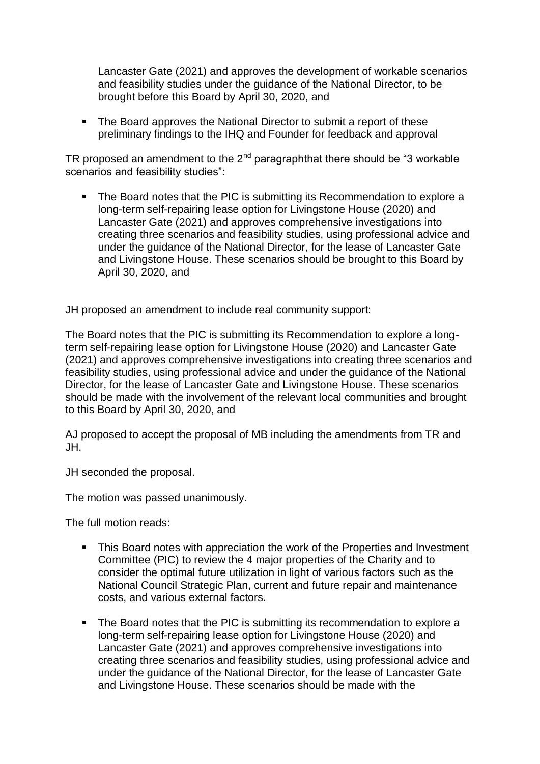Lancaster Gate (2021) and approves the development of workable scenarios and feasibility studies under the guidance of the National Director, to be brought before this Board by April 30, 2020, and

- The Board approves the National Director to submit a report of these preliminary findings to the IHQ and Founder for feedback and approval

TR proposed an amendment to the 2nd paragraphthat there should be "3 workable scenarios and feasibility studies":

- The Board notes that the PIC is submitting its Recommendation to explore a long-term self-repairing lease option for Livingstone House (2020) and Lancaster Gate (2021) and approves comprehensive investigations into creating three scenarios and feasibility studies, using professional advice and under the guidance of the National Director, for the lease of Lancaster Gate and Livingstone House. These scenarios should be brought to this Board by April 30, 2020, and

JH proposed an amendment to include real community support:

The Board notes that the PIC is submitting its Recommendation to explore a long-term self-repairing lease option for Livingstone House (2020) and Lancaster Gate (2021) and approves comprehensive investigations into creating three scenarios and feasibility studies, using professional advice and under the guidance of the National Director, for the lease of Lancaster Gate and Livingstone House. These scenarios should be made with the involvement of the relevant local communities and brought to this Board by April 30, 2020, and

AJ proposed to accept the proposal of MB including the amendments from TR and JH.

JH seconded the proposal.

The motion was passed unanimously.

The full motion reads:

- This Board notes with appreciation the work of the Properties and Investment Committee (PIC) to review the 4 major properties of the Charity and to consider the optimal future utilization in light of various factors such as the National Council Strategic Plan, current and future repair and maintenance costs, and various external factors.

- The Board notes that the PIC is submitting its recommendation to explore a long-term self-repairing lease option for Livingstone House (2020) and Lancaster Gate (2021) and approves comprehensive investigations into creating three scenarios and feasibility studies, using professional advice and under the guidance of the National Director, for the lease of Lancaster Gate and Livingstone House. These scenarios should be made with the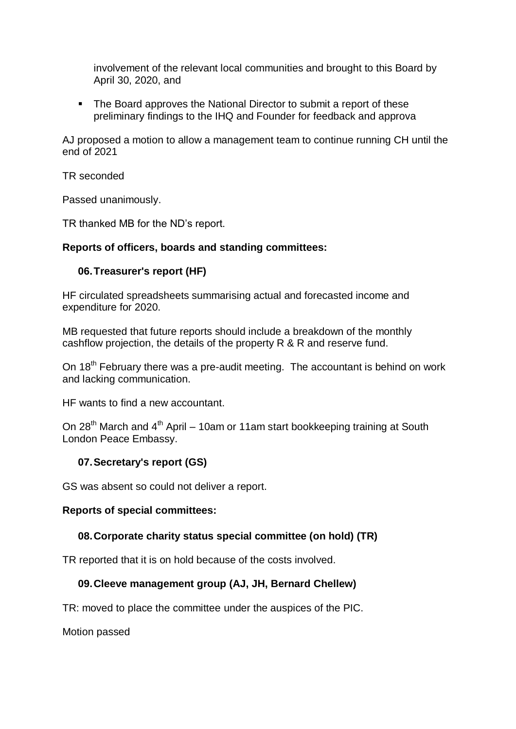involvement of the relevant local communities and brought to this Board by April 30, 2020, and

- The Board approves the National Director to submit a report of these preliminary findings to the IHQ and Founder for feedback and approva

AJ proposed a motion to allow a management team to continue running CH until the end of 2021

TR seconded

Passed unanimously.

TR thanked MB for the ND's report.

**Reports of officers, boards and standing committees:**

**06. Treasurer's report (HF)**

HF circulated spreadsheets summarising actual and forecasted income and expenditure for 2020.

MB requested that future reports should include a breakdown of the monthly cashflow projection, the details of the property R & R and reserve fund.

On 18th February there was a pre-audit meeting. The accountant is behind on work and lacking communication.

HF wants to find a new accountant.

On 28th March and 4th April – 10am or 11am start bookkeeping training at South London Peace Embassy.

**07. Secretary's report (GS)**

GS was absent so could not deliver a report.

**Reports of special committees:**

**08. Corporate charity status special committee (on hold) (TR)**

TR reported that it is on hold because of the costs involved.

**09. Cleeve management group (AJ, JH, Bernard Chellew)**

TR: moved to place the committee under the auspices of the PIC.

Motion passed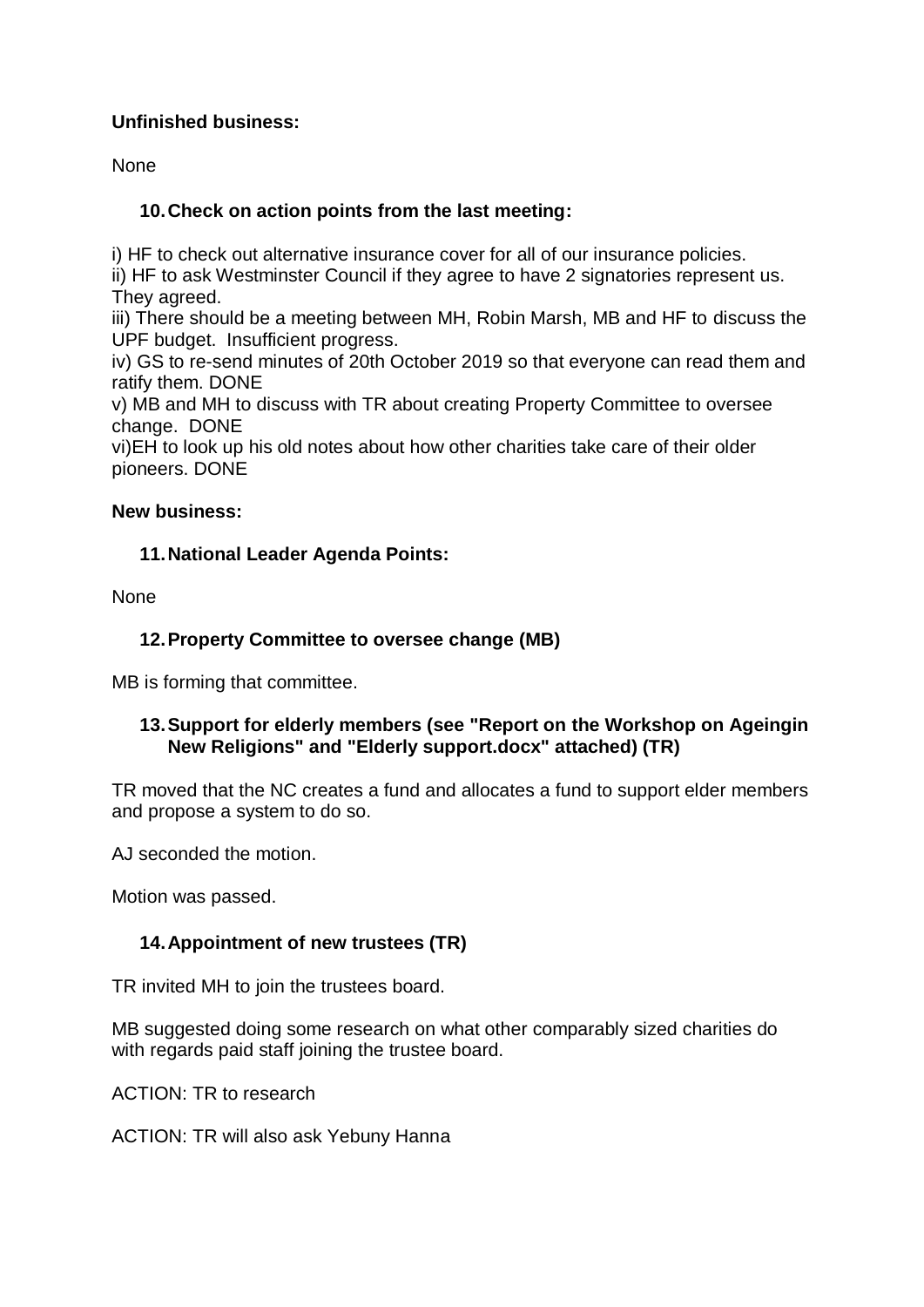**Unfinished business:**

None

## 10. Check on action points from the last meeting:

i) HF to check out alternative insurance cover for all of our insurance policies.
ii) HF to ask Westminster Council if they agree to have 2 signatories represent us. They agreed.
iii) There should be a meeting between MH, Robin Marsh, MB and HF to discuss the UPF budget. Insufficient progress.
iv) GS to re-send minutes of 20th October 2019 so that everyone can read them and ratify them. DONE
v) MB and MH to discuss with TR about creating Property Committee to oversee change. DONE
vi)EH to look up his old notes about how other charities take care of their older pioneers. DONE

**New business:**

## 11. National Leader Agenda Points:

None

## 12. Property Committee to oversee change (MB)

MB is forming that committee.

## 13. Support for elderly members (see "Report on the Workshop on Ageingin New Religions" and "Elderly support.docx" attached) (TR)

TR moved that the NC creates a fund and allocates a fund to support elder members and propose a system to do so.

AJ seconded the motion.

Motion was passed.

## 14. Appointment of new trustees (TR)

TR invited MH to join the trustees board.

MB suggested doing some research on what other comparably sized charities do with regards paid staff joining the trustee board.

ACTION: TR to research

ACTION: TR will also ask Yebuny Hanna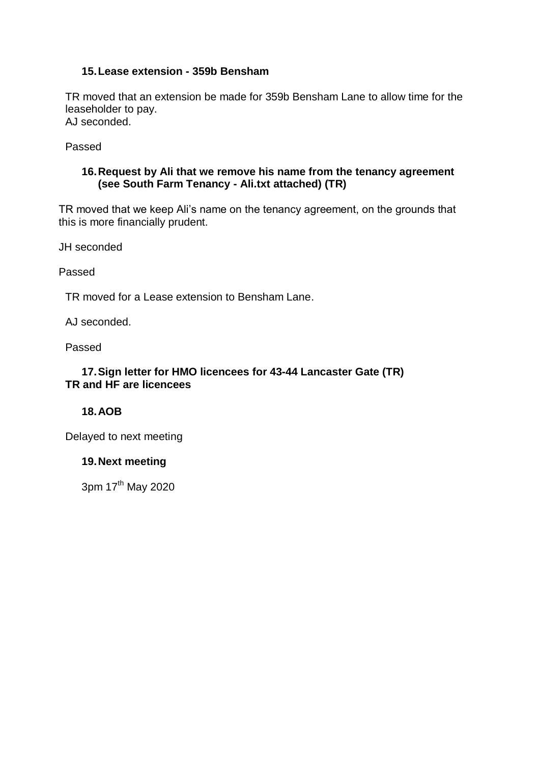### 15. Lease extension - 359b Bensham

TR moved that an extension be made for 359b Bensham Lane to allow time for the leaseholder to pay.
AJ seconded.

Passed

### 16. Request by Ali that we remove his name from the tenancy agreement (see South Farm Tenancy - Ali.txt attached) (TR)

TR moved that we keep Ali's name on the tenancy agreement, on the grounds that this is more financially prudent.

JH seconded

Passed

TR moved for a Lease extension to Bensham Lane.

AJ seconded.

Passed

### 17. Sign letter for HMO licencees for 43-44 Lancaster Gate (TR)

**TR and HF are licencees**

### 18. AOB

Delayed to next meeting

### 19. Next meeting

3pm 17th May 2020